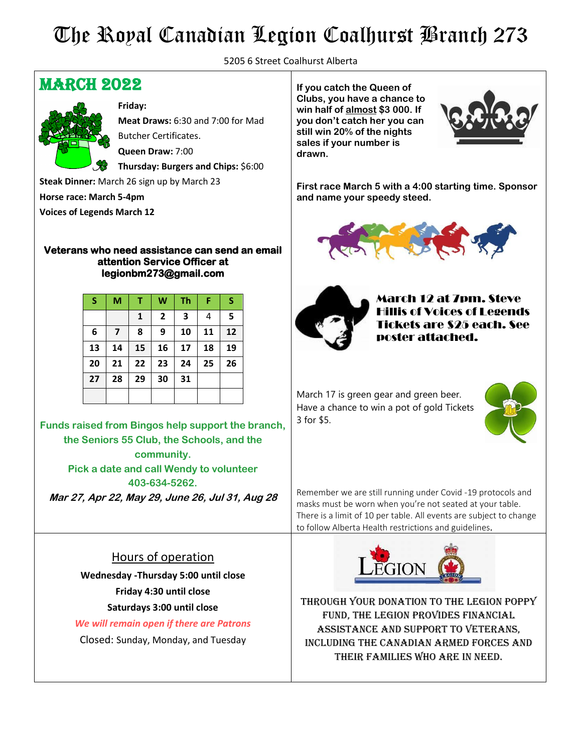# The Royal Canadian Legion Coalhurst Branch 273

5205 6 Street Coalhurst Alberta

## MARCH 2022

**Friday:**

**Meat Draws:** 6:30 and 7:00 for Mad Butcher Certificates.

**Queen Draw:** 7:00

**Thursday: Burgers and Chips:** $6:00

**Steak Dinner:** March 26 sign up by March 23

**Horse race: March 5-4pm**

**Voices of Legends March 12**

**Veterans who need assistance can send an email attention Service Officer at legionbm273@gmail.com**

| S | M | T | W | Th | F | S |
|---|---|---|---|---|---|---|
| | | 1 | 2 | 3 | 4 | 5 |
| 6 | 7 | 8 | 9 | 10 | 11 | 12 |
| 13 | 14 | 15 | 16 | 17 | 18 | 19 |
| 20 | 21 | 22 | 23 | 24 | 25 | 26 |
| 27 | 28 | 29 | 30 | 31 | | |
| | | | | | | |

**Funds raised from Bingos help support the branch, the Seniors 55 Club, the Schools, and the community.**
**Pick a date and call Wendy to volunteer 403-634-5262.**

***Mar 27, Apr 22, May 29, June 26, Jul 31, Aug 28***

**If you catch the Queen of Clubs, you have a chance to win half of almost $3 000. If you don't catch her you can still win 20% of the nights sales if your number is drawn.**

**First race March 5 with a 4:00 starting time. Sponsor and name your speedy steed.**

**March 12 at 7pm. Steve Hillis of Voices of Legends Tickets are $25 each. See poster attached.**

March 17 is green gear and green beer. Have a chance to win a pot of gold Tickets 3 for $5.

Remember we are still running under Covid -19 protocols and masks must be worn when you're not seated at your table. There is a limit of 10 per table. All events are subject to change to follow Alberta Health restrictions and guidelines.

### Hours of operation

**Wednesday -Thursday 5:00 until close**

**Friday 4:30 until close**

**Saturdays 3:00 until close**

*We will remain open if there are Patrons*

Closed: Sunday, Monday, and Tuesday

LEGION

THROUGH YOUR DONATION TO THE LEGION POPPY FUND, THE LEGION PROVIDES FINANCIAL ASSISTANCE AND SUPPORT TO VETERANS, INCLUDING THE CANADIAN ARMED FORCES AND THEIR FAMILIES WHO ARE IN NEED.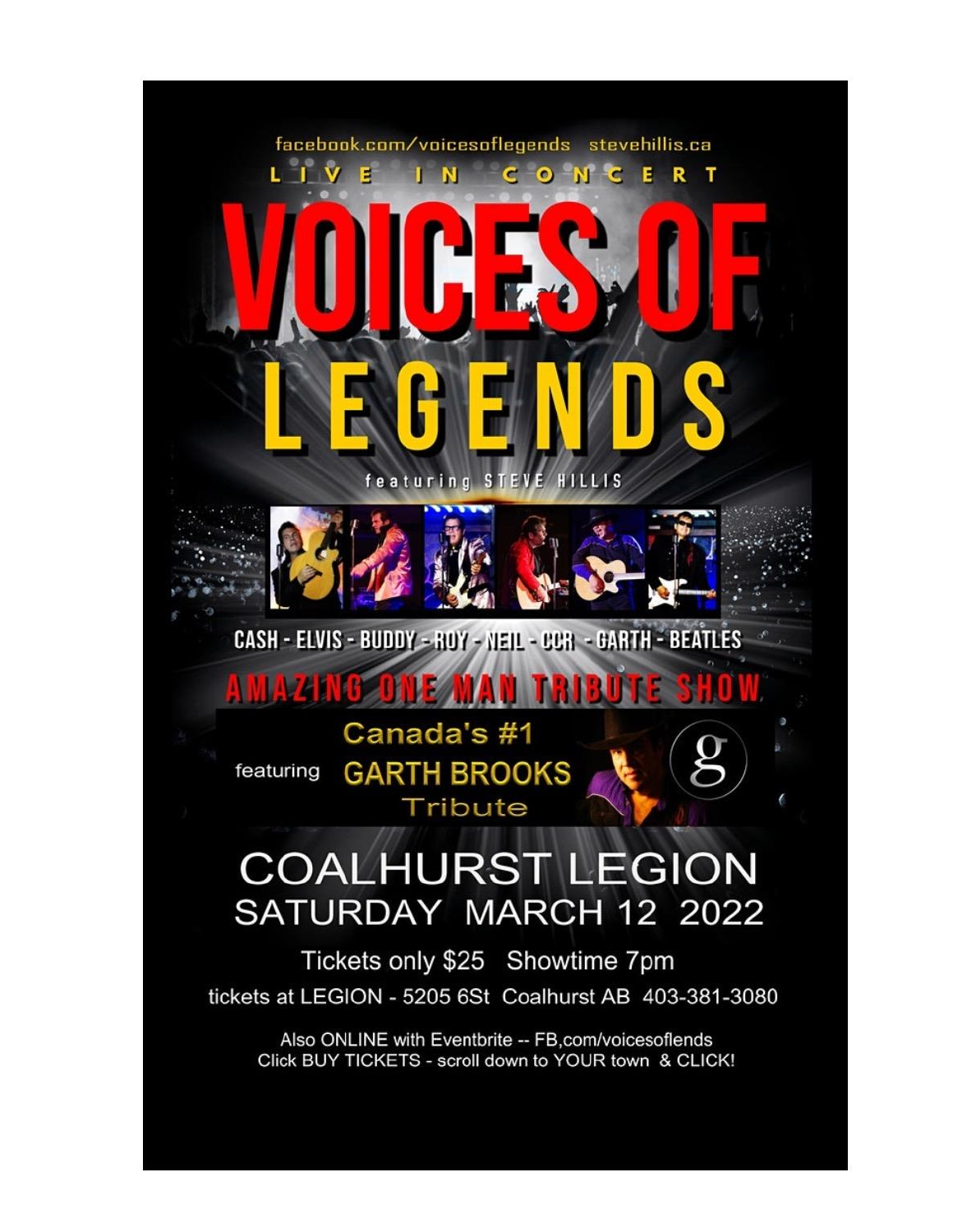facebook.com/voicesoflegends stevehillis.ca

LIVE IN CONCERT

# VOICES OF LEGENDS

featuring STEVE HILLIS

CASH - ELVIS - BUDDY - ROY - NEIL - CCR - GARTH - BEATLES

## AMAZING ONE MAN TRIBUTE SHOW

featuring Canada's #1 GARTH BROOKS Tribute

## COALHURST LEGION

## SATURDAY MARCH 12 2022

Tickets only $25 Showtime 7pm

tickets at LEGION - 5205 6St Coalhurst AB 403-381-3080

Also ONLINE with Eventbrite -- FB,com/voicesoflends
Click BUY TICKETS - scroll down to YOUR town & CLICK!